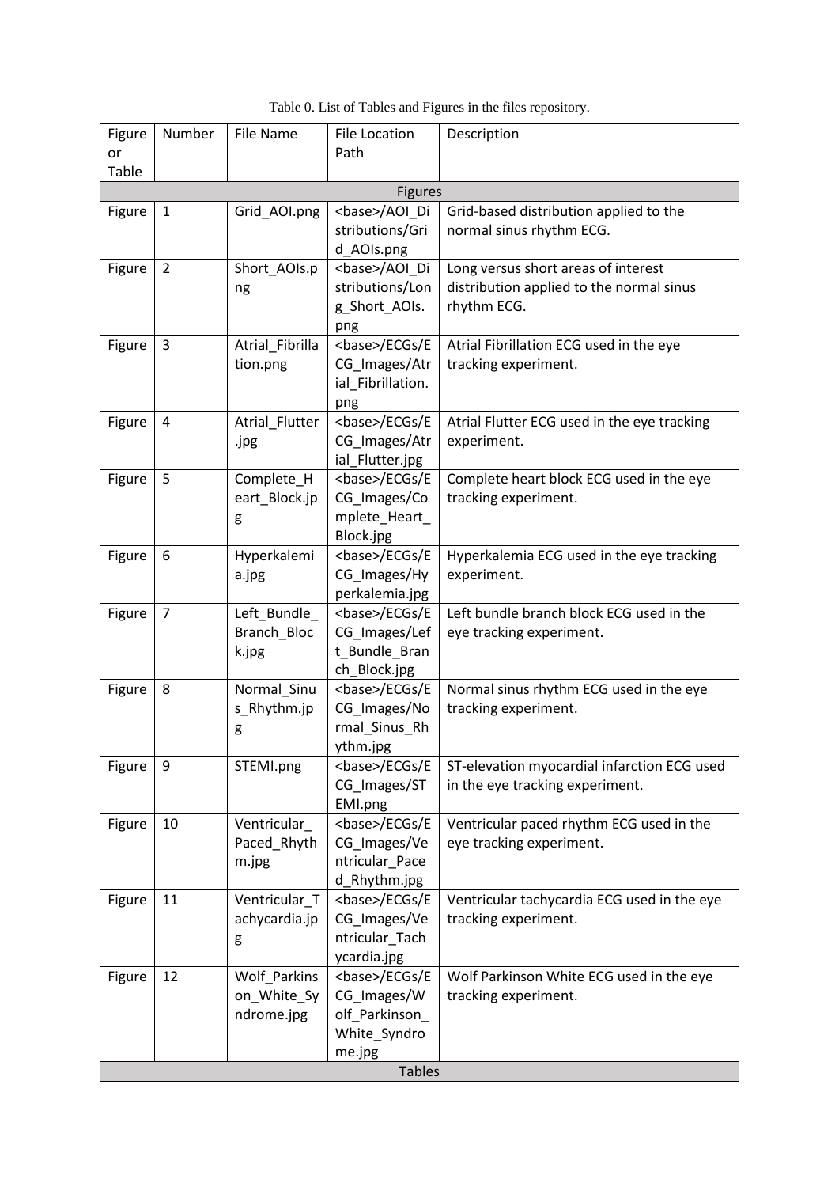Table 0. List of Tables and Figures in the files repository.

| Figure or Table | Number | File Name | File Location Path | Description |
|---|---|---|---|---|
| Figures | | | | |
| Figure | 1 | Grid_AOI.png | <base>/AOI_Distributions/Grid_AOIs.png | Grid-based distribution applied to the normal sinus rhythm ECG. |
| Figure | 2 | Short_AOIs.png | <base>/AOI_Distributions/Long_Short_AOIs.png | Long versus short areas of interest distribution applied to the normal sinus rhythm ECG. |
| Figure | 3 | Atrial_Fibrillation.png | <base>/ECGs/ECG_Images/Atrial_Fibrillation.png | Atrial Fibrillation ECG used in the eye tracking experiment. |
| Figure | 4 | Atrial_Flutter.jpg | <base>/ECGs/ECG_Images/Atrial_Flutter.jpg | Atrial Flutter ECG used in the eye tracking experiment. |
| Figure | 5 | Complete_Heart_Block.jpg | <base>/ECGs/ECG_Images/Complete_Heart_Block.jpg | Complete heart block ECG used in the eye tracking experiment. |
| Figure | 6 | Hyperkalemia.jpg | <base>/ECGs/ECG_Images/Hyperkalemia.jpg | Hyperkalemia ECG used in the eye tracking experiment. |
| Figure | 7 | Left_Bundle_Branch_Block.jpg | <base>/ECGs/ECG_Images/Left_Bundle_Branch_Block.jpg | Left bundle branch block ECG used in the eye tracking experiment. |
| Figure | 8 | Normal_Sinus_Rhythm.jpg | <base>/ECGs/ECG_Images/Normal_Sinus_Rhythm.jpg | Normal sinus rhythm ECG used in the eye tracking experiment. |
| Figure | 9 | STEMI.png | <base>/ECGs/ECG_Images/STEMI.png | ST-elevation myocardial infarction ECG used in the eye tracking experiment. |
| Figure | 10 | Ventricular_Paced_Rhythm.jpg | <base>/ECGs/ECG_Images/Ventricular_Paced_Rhythm.jpg | Ventricular paced rhythm ECG used in the eye tracking experiment. |
| Figure | 11 | Ventricular_Tachycardia.jpg | <base>/ECGs/ECG_Images/Ventricular_Tachycardia.jpg | Ventricular tachycardia ECG used in the eye tracking experiment. |
| Figure | 12 | Wolf_Parkinson_White_Syndrome.jpg | <base>/ECGs/ECG_Images/Wolf_Parkinson_White_Syndrome.jpg | Wolf Parkinson White ECG used in the eye tracking experiment. |
| Tables | | | | |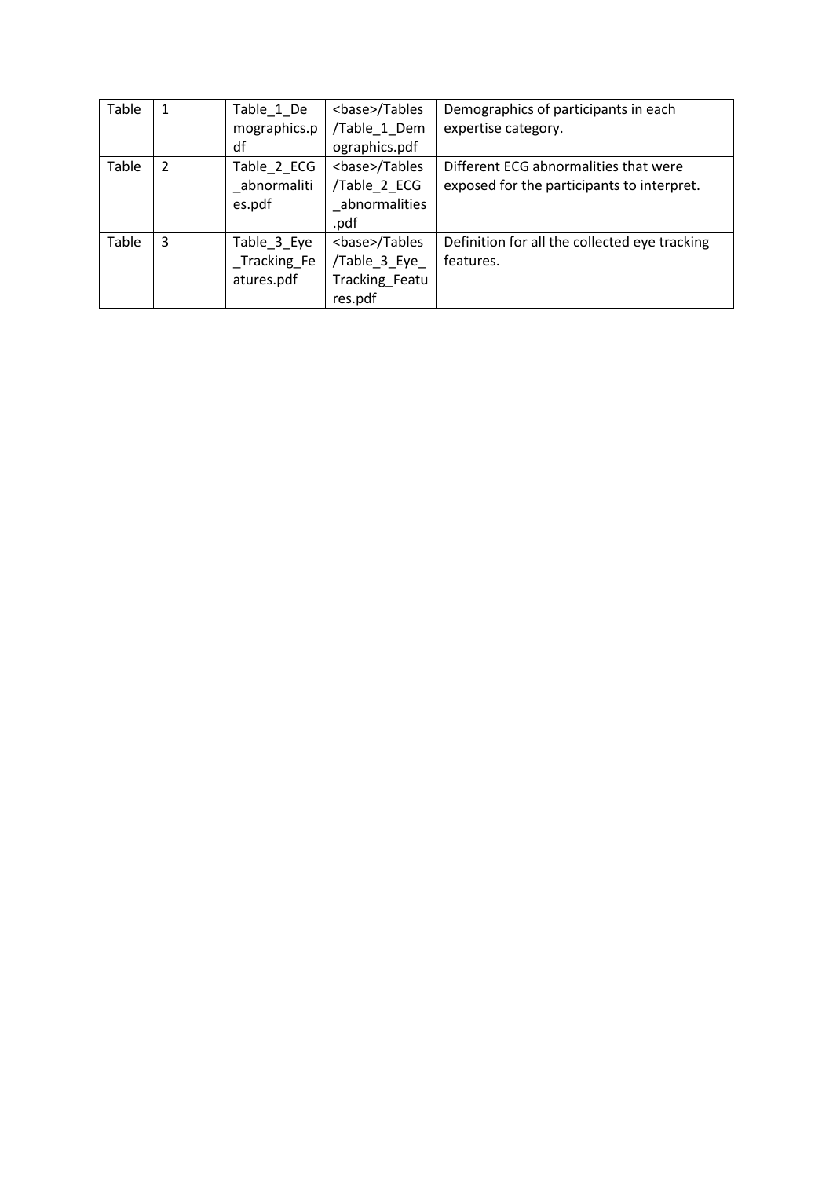| | | | | |
|---|---|---|---|---|
| Table | 1 | Table_1_Demographics.pdf | <base>/Tables/Table_1_Demographics.pdf | Demographics of participants in each expertise category. |
| Table | 2 | Table_2_ECG_abnormalities.pdf | <base>/Tables/Table_2_ECG_abnormalities.pdf | Different ECG abnormalities that were exposed for the participants to interpret. |
| Table | 3 | Table_3_Eye_Tracking_Features.pdf | <base>/Tables/Table_3_Eye_Tracking_Features.pdf | Definition for all the collected eye tracking features. |